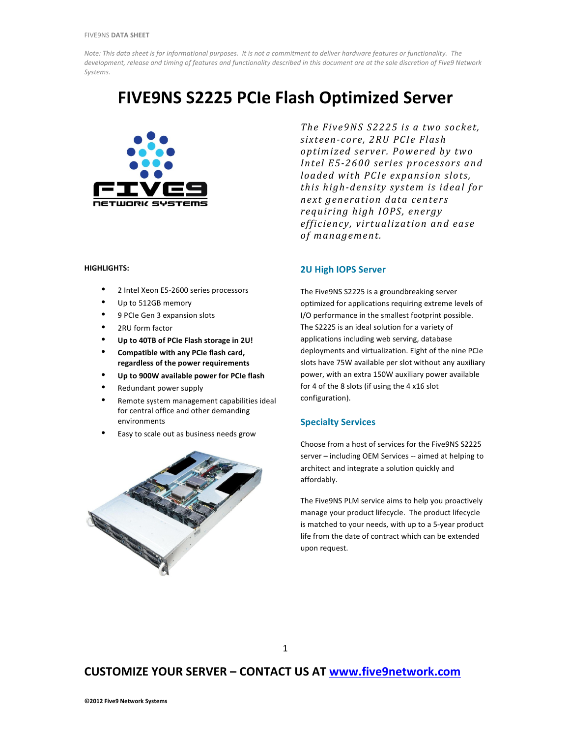*Note: This data sheet is for informational purposes. It is not a commitment to deliver hardware features or functionality. The development, release and timing of features and functionality described in this document are at the sole discretion of Five9 Network Systems.*

# FIVE9NS S2225 PCIe Flash Optimized Server

*The Five9NS S2225 is a two socket, sixteen-core, 2RU PCIe Flash optimized server. Powered by two Intel E5-2600 series processors and loaded with PCIe expansion slots, this high-density system is ideal for next generation data centers requiring high IOPS, energy efficiency, virtualization and ease of management.*

**HIGHLIGHTS:**

- 2 Intel Xeon E5-2600 series processors
- Up to 512GB memory
- 9 PCIe Gen 3 expansion slots
- 2RU form factor
- **Up to 40TB of PCIe Flash storage in 2U!**
- **Compatible with any PCIe flash card, regardless of the power requirements**
- **Up to 900W available power for PCIe flash**
- Redundant power supply
- Remote system management capabilities ideal for central office and other demanding environments
- Easy to scale out as business needs grow

## 2U High IOPS Server

The Five9NS S2225 is a groundbreaking server optimized for applications requiring extreme levels of I/O performance in the smallest footprint possible. The S2225 is an ideal solution for a variety of applications including web serving, database deployments and virtualization. Eight of the nine PCIe slots have 75W available per slot without any auxiliary power, with an extra 150W auxiliary power available for 4 of the 8 slots (if using the 4 x16 slot configuration).

## Specialty Services

Choose from a host of services for the Five9NS S2225 server – including OEM Services -- aimed at helping to architect and integrate a solution quickly and affordably.

The Five9NS PLM service aims to help you proactively manage your product lifecycle. The product lifecycle is matched to your needs, with up to a 5-year product life from the date of contract which can be extended upon request.

**CUSTOMIZE YOUR SERVER – CONTACT US AT [www.five9network.com](http://www.five9network.com)**

**©2012 Five9 Network Systems**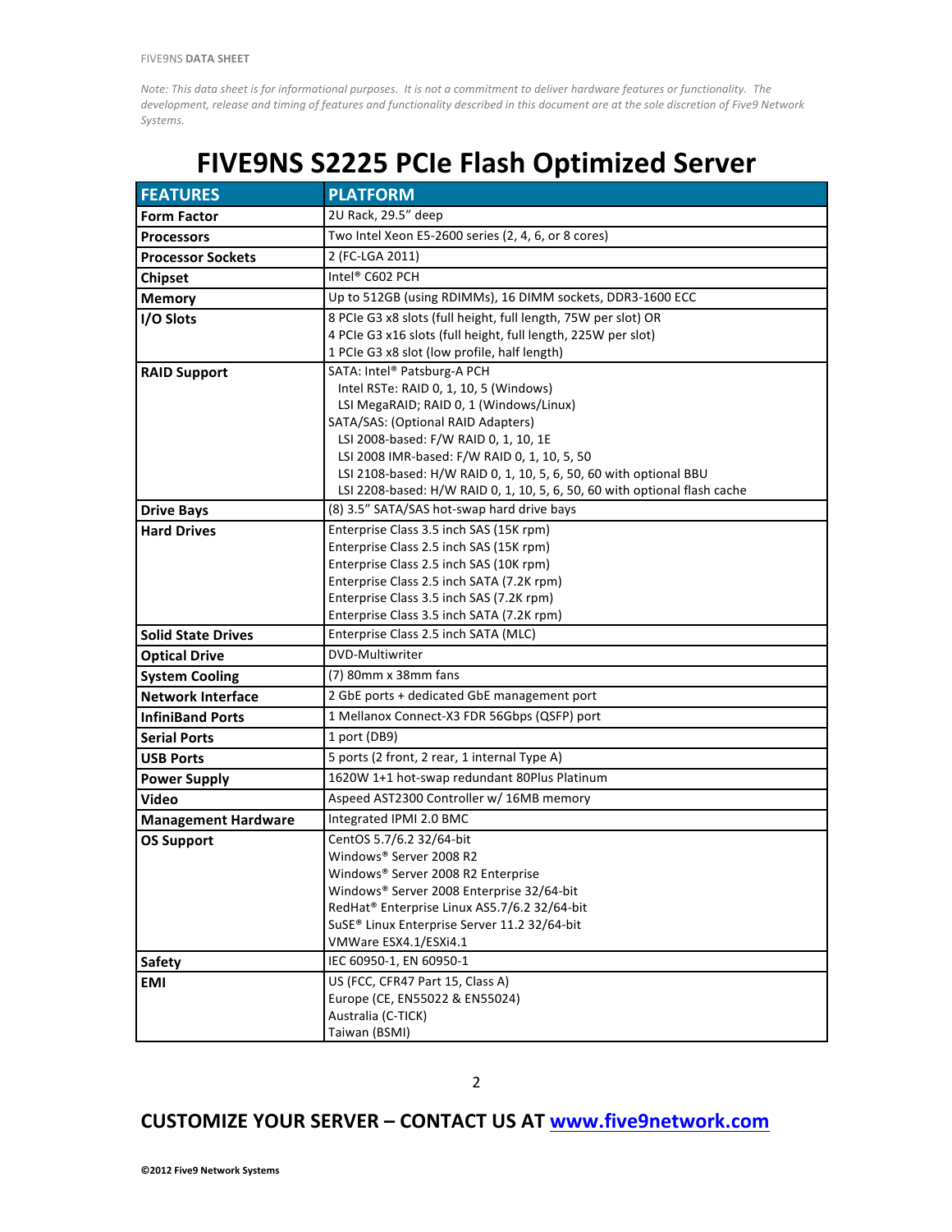*Note: This data sheet is for informational purposes. It is not a commitment to deliver hardware features or functionality. The development, release and timing of features and functionality described in this document are at the sole discretion of Five9 Network Systems.*

# FIVE9NS S2225 PCIe Flash Optimized Server

| FEATURES | PLATFORM |
|---|---|
| **Form Factor** | 2U Rack, 29.5" deep |
| **Processors** | Two Intel Xeon E5-2600 series (2, 4, 6, or 8 cores) |
| **Processor Sockets** | 2 (FC-LGA 2011) |
| **Chipset** | Intel® C602 PCH |
| **Memory** | Up to 512GB (using RDIMMs), 16 DIMM sockets, DDR3-1600 ECC |
| **I/O Slots** | 8 PCIe G3 x8 slots (full height, full length, 75W per slot) OR<br>4 PCIe G3 x16 slots (full height, full length, 225W per slot)<br>1 PCIe G3 x8 slot (low profile, half length) |
| **RAID Support** | SATA: Intel® Patsburg-A PCH<br>Intel RSTe: RAID 0, 1, 10, 5 (Windows)<br>LSI MegaRAID; RAID 0, 1 (Windows/Linux)<br>SATA/SAS: (Optional RAID Adapters)<br>LSI 2008-based: F/W RAID 0, 1, 10, 1E<br>LSI 2008 IMR-based: F/W RAID 0, 1, 10, 5, 50<br>LSI 2108-based: H/W RAID 0, 1, 10, 5, 6, 50, 60 with optional BBU<br>LSI 2208-based: H/W RAID 0, 1, 10, 5, 6, 50, 60 with optional flash cache |
| **Drive Bays** | (8) 3.5" SATA/SAS hot-swap hard drive bays |
| **Hard Drives** | Enterprise Class 3.5 inch SAS (15K rpm)<br>Enterprise Class 2.5 inch SAS (15K rpm)<br>Enterprise Class 2.5 inch SAS (10K rpm)<br>Enterprise Class 2.5 inch SATA (7.2K rpm)<br>Enterprise Class 3.5 inch SAS (7.2K rpm)<br>Enterprise Class 3.5 inch SATA (7.2K rpm) |
| **Solid State Drives** | Enterprise Class 2.5 inch SATA (MLC) |
| **Optical Drive** | DVD-Multiwriter |
| **System Cooling** | (7) 80mm x 38mm fans |
| **Network Interface** | 2 GbE ports + dedicated GbE management port |
| **InfiniBand Ports** | 1 Mellanox Connect-X3 FDR 56Gbps (QSFP) port |
| **Serial Ports** | 1 port (DB9) |
| **USB Ports** | 5 ports (2 front, 2 rear, 1 internal Type A) |
| **Power Supply** | 1620W 1+1 hot-swap redundant 80Plus Platinum |
| **Video** | Aspeed AST2300 Controller w/ 16MB memory |
| **Management Hardware** | Integrated IPMI 2.0 BMC |
| **OS Support** | CentOS 5.7/6.2 32/64-bit<br>Windows® Server 2008 R2<br>Windows® Server 2008 R2 Enterprise<br>Windows® Server 2008 Enterprise 32/64-bit<br>RedHat® Enterprise Linux AS5.7/6.2 32/64-bit<br>SuSE® Linux Enterprise Server 11.2 32/64-bit<br>VMWare ESX4.1/ESXi4.1 |
| **Safety** | IEC 60950-1, EN 60950-1 |
| **EMI** | US (FCC, CFR47 Part 15, Class A)<br>Europe (CE, EN55022 & EN55024)<br>Australia (C-TICK)<br>Taiwan (BSMI) |

## CUSTOMIZE YOUR SERVER – CONTACT US AT [www.five9network.com](www.five9network.com)

**©2012 Five9 Network Systems**